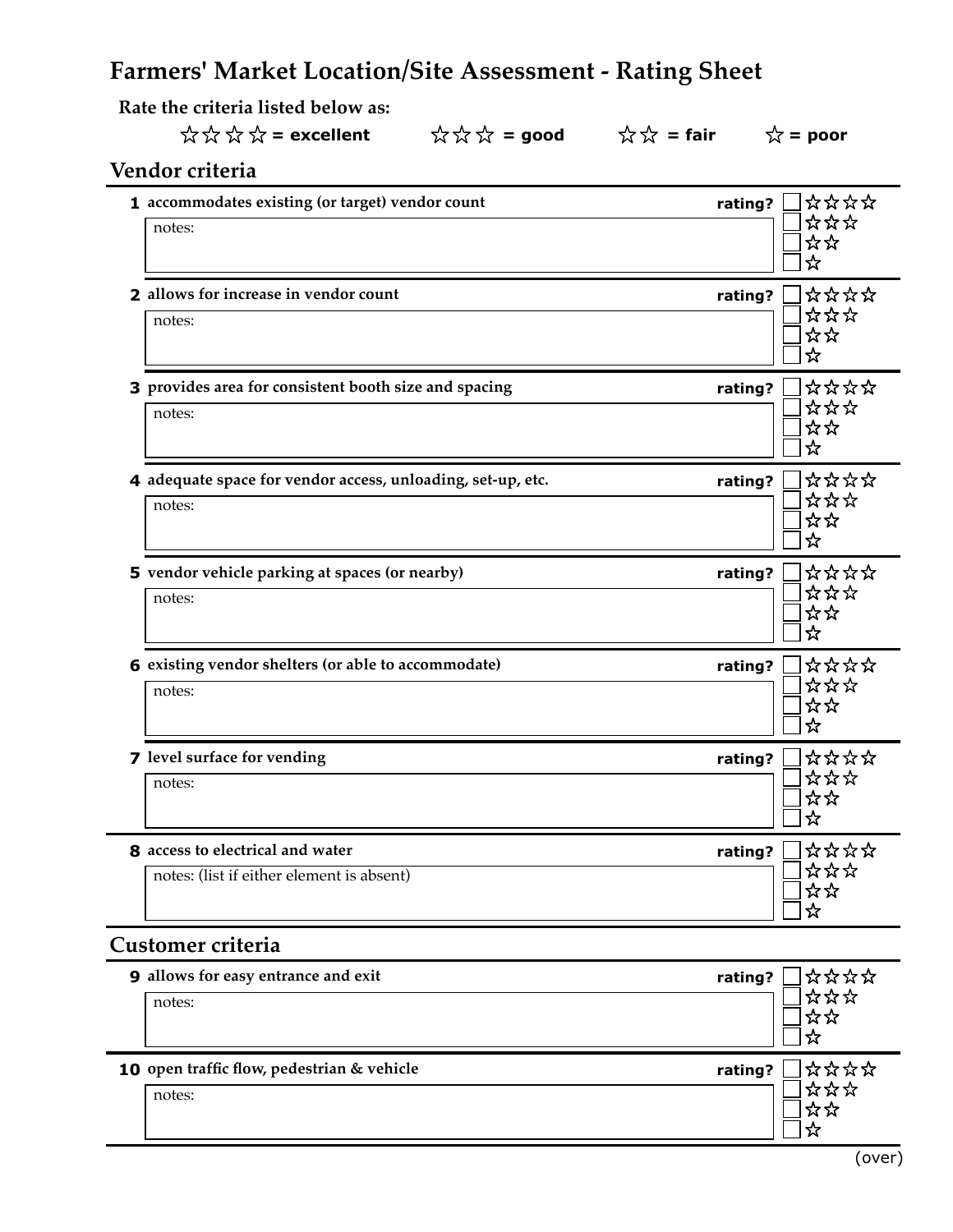# Farmers' Market Location/Site Assessment - Rating Sheet

**Rate the criteria listed below as:**

☆☆☆☆ = **excellent** ☆☆☆ = **good** ☆☆ = **fair** ☆ = **poor**

## Vendor criteria

**1 accommodates existing (or target) vendor count** **rating?** ☐ ☆☆☆☆ ☐ ☆☆☆ ☐ ☆☆ ☐ ☆

notes:

**2 allows for increase in vendor count** **rating?** ☐ ☆☆☆☆ ☐ ☆☆☆ ☐ ☆☆ ☐ ☆

notes:

**3 provides area for consistent booth size and spacing** **rating?** ☐ ☆☆☆☆ ☐ ☆☆☆ ☐ ☆☆ ☐ ☆

notes:

**4 adequate space for vendor access, unloading, set-up, etc.** **rating?** ☐ ☆☆☆☆ ☐ ☆☆☆ ☐ ☆☆ ☐ ☆

notes:

**5 vendor vehicle parking at spaces (or nearby)** **rating?** ☐ ☆☆☆☆ ☐ ☆☆☆ ☐ ☆☆ ☐ ☆

notes:

**6 existing vendor shelters (or able to accommodate)** **rating?** ☐ ☆☆☆☆ ☐ ☆☆☆ ☐ ☆☆ ☐ ☆

notes:

**7 level surface for vending** **rating?** ☐ ☆☆☆☆ ☐ ☆☆☆ ☐ ☆☆ ☐ ☆

notes:

**8 access to electrical and water** **rating?** ☐ ☆☆☆☆ ☐ ☆☆☆ ☐ ☆☆ ☐ ☆

notes: (list if either element is absent)

## Customer criteria

**9 allows for easy entrance and exit** **rating?** ☐ ☆☆☆☆ ☐ ☆☆☆ ☐ ☆☆ ☐ ☆

notes:

**10 open traffic flow, pedestrian & vehicle** **rating?** ☐ ☆☆☆☆ ☐ ☆☆☆ ☐ ☆☆ ☐ ☆

notes:

(over)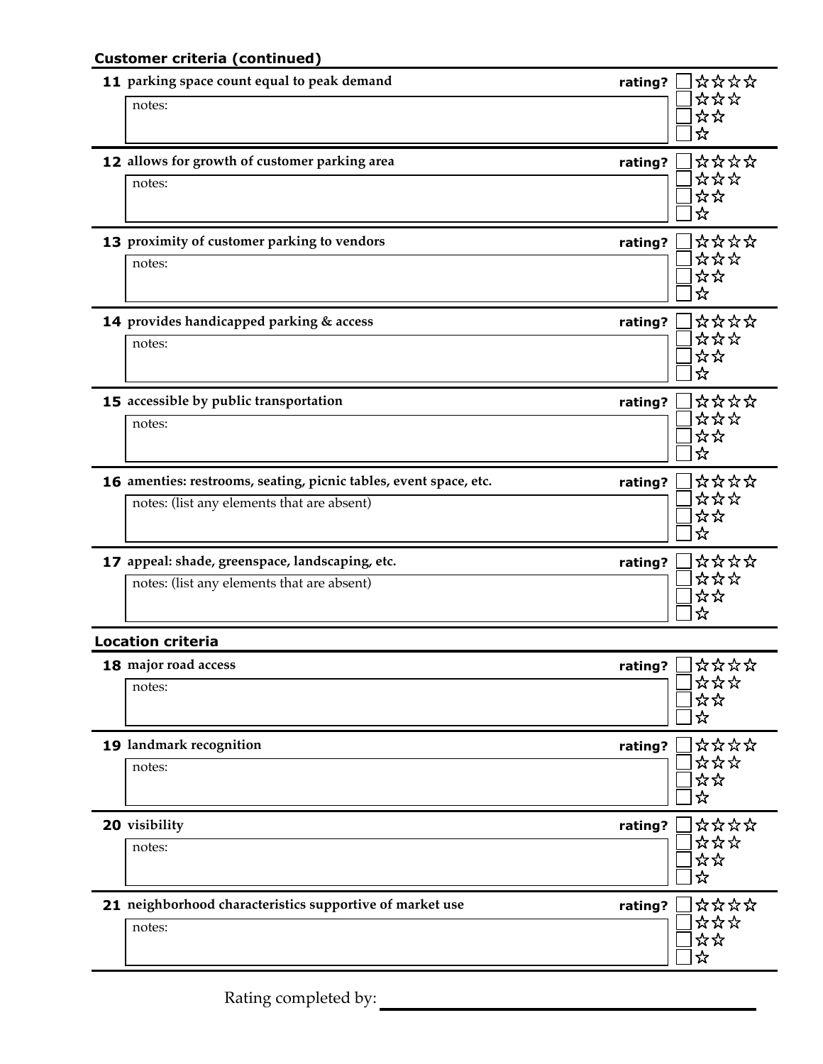## Customer criteria (continued)

**11 parking space count equal to peak demand** rating? ☐ ☆☆☆☆ ☐ ☆☆☆ ☐ ☆☆ ☐ ☆

notes:

**12 allows for growth of customer parking area** rating? ☐ ☆☆☆☆ ☐ ☆☆☆ ☐ ☆☆ ☐ ☆

notes:

**13 proximity of customer parking to vendors** rating? ☐ ☆☆☆☆ ☐ ☆☆☆ ☐ ☆☆ ☐ ☆

notes:

**14 provides handicapped parking & access** rating? ☐ ☆☆☆☆ ☐ ☆☆☆ ☐ ☆☆ ☐ ☆

notes:

**15 accessible by public transportation** rating? ☐ ☆☆☆☆ ☐ ☆☆☆ ☐ ☆☆ ☐ ☆

notes:

**16 amenties: restrooms, seating, picnic tables, event space, etc.** rating? ☐ ☆☆☆☆ ☐ ☆☆☆ ☐ ☆☆ ☐ ☆

notes: (list any elements that are absent)

**17 appeal: shade, greenspace, landscaping, etc.** rating? ☐ ☆☆☆☆ ☐ ☆☆☆ ☐ ☆☆ ☐ ☆

notes: (list any elements that are absent)

## Location criteria

**18 major road access** rating? ☐ ☆☆☆☆ ☐ ☆☆☆ ☐ ☆☆ ☐ ☆

notes:

**19 landmark recognition** rating? ☐ ☆☆☆☆ ☐ ☆☆☆ ☐ ☆☆ ☐ ☆

notes:

**20 visibility** rating? ☐ ☆☆☆☆ ☐ ☆☆☆ ☐ ☆☆ ☐ ☆

notes:

**21 neighborhood characteristics supportive of market use** rating? ☐ ☆☆☆☆ ☐ ☆☆☆ ☐ ☆☆ ☐ ☆

notes:

Rating completed by: ______________________________